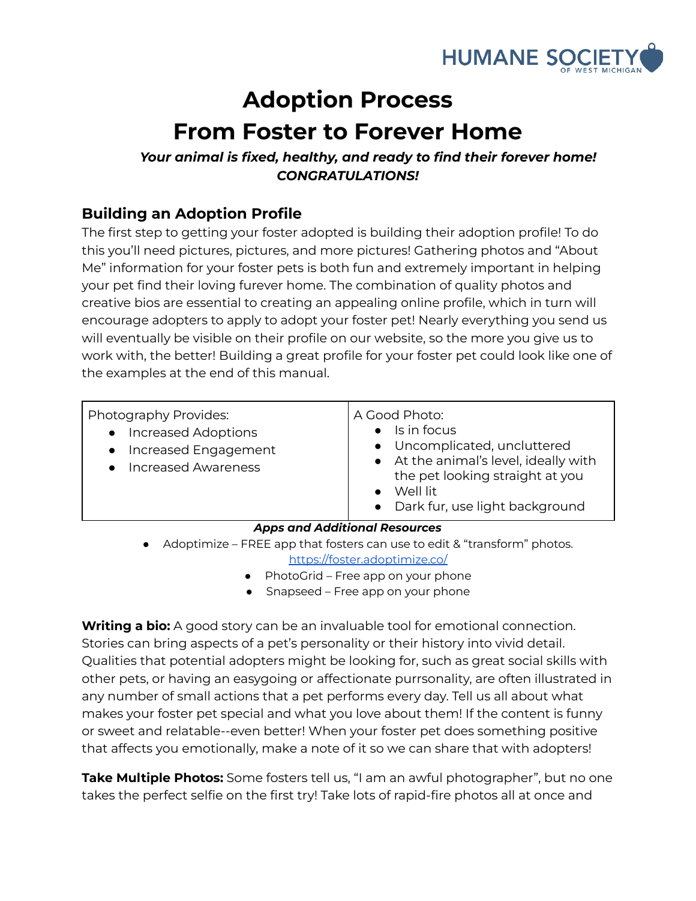# Adoption Process

# From Foster to Forever Home

***Your animal is fixed, healthy, and ready to find their forever home! CONGRATULATIONS!***

## Building an Adoption Profile

The first step to getting your foster adopted is building their adoption profile! To do this you'll need pictures, pictures, and more pictures! Gathering photos and "About Me" information for your foster pets is both fun and extremely important in helping your pet find their loving furever home. The combination of quality photos and creative bios are essential to creating an appealing online profile, which in turn will encourage adopters to apply to adopt your foster pet! Nearly everything you send us will eventually be visible on their profile on our website, so the more you give us to work with, the better! Building a great profile for your foster pet could look like one of the examples at the end of this manual.

| Photography Provides: | A Good Photo: |
|---|---|
| • Increased Adoptions<br>• Increased Engagement<br>• Increased Awareness | • Is in focus<br>• Uncomplicated, uncluttered<br>• At the animal's level, ideally with the pet looking straight at you<br>• Well lit<br>• Dark fur, use light background |

***Apps and Additional Resources***

- Adoptimize – FREE app that fosters can use to edit & "transform" photos. https://foster.adoptimize.co/
- PhotoGrid – Free app on your phone
- Snapseed – Free app on your phone

**Writing a bio:** A good story can be an invaluable tool for emotional connection. Stories can bring aspects of a pet's personality or their history into vivid detail. Qualities that potential adopters might be looking for, such as great social skills with other pets, or having an easygoing or affectionate purrsonality, are often illustrated in any number of small actions that a pet performs every day. Tell us all about what makes your foster pet special and what you love about them! If the content is funny or sweet and relatable--even better! When your foster pet does something positive that affects you emotionally, make a note of it so we can share that with adopters!

**Take Multiple Photos:** Some fosters tell us, "I am an awful photographer", but no one takes the perfect selfie on the first try! Take lots of rapid-fire photos all at once and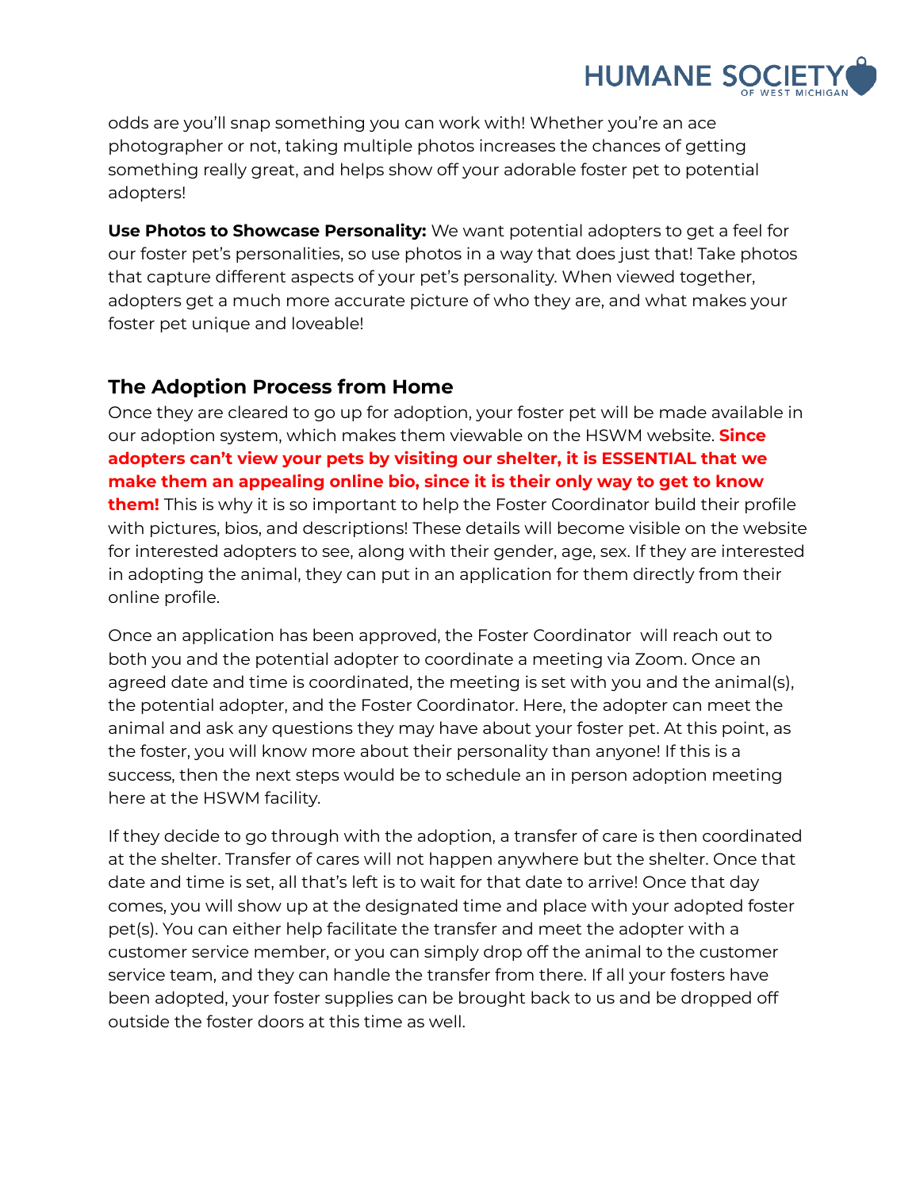odds are you'll snap something you can work with! Whether you're an ace photographer or not, taking multiple photos increases the chances of getting something really great, and helps show off your adorable foster pet to potential adopters!

**Use Photos to Showcase Personality:** We want potential adopters to get a feel for our foster pet's personalities, so use photos in a way that does just that! Take photos that capture different aspects of your pet's personality. When viewed together, adopters get a much more accurate picture of who they are, and what makes your foster pet unique and loveable!

## The Adoption Process from Home

Once they are cleared to go up for adoption, your foster pet will be made available in our adoption system, which makes them viewable on the HSWM website. **Since adopters can't view your pets by visiting our shelter, it is ESSENTIAL that we make them an appealing online bio, since it is their only way to get to know them!** This is why it is so important to help the Foster Coordinator build their profile with pictures, bios, and descriptions! These details will become visible on the website for interested adopters to see, along with their gender, age, sex. If they are interested in adopting the animal, they can put in an application for them directly from their online profile.

Once an application has been approved, the Foster Coordinator will reach out to both you and the potential adopter to coordinate a meeting via Zoom. Once an agreed date and time is coordinated, the meeting is set with you and the animal(s), the potential adopter, and the Foster Coordinator. Here, the adopter can meet the animal and ask any questions they may have about your foster pet. At this point, as the foster, you will know more about their personality than anyone! If this is a success, then the next steps would be to schedule an in person adoption meeting here at the HSWM facility.

If they decide to go through with the adoption, a transfer of care is then coordinated at the shelter. Transfer of cares will not happen anywhere but the shelter. Once that date and time is set, all that's left is to wait for that date to arrive! Once that day comes, you will show up at the designated time and place with your adopted foster pet(s). You can either help facilitate the transfer and meet the adopter with a customer service member, or you can simply drop off the animal to the customer service team, and they can handle the transfer from there. If all your fosters have been adopted, your foster supplies can be brought back to us and be dropped off outside the foster doors at this time as well.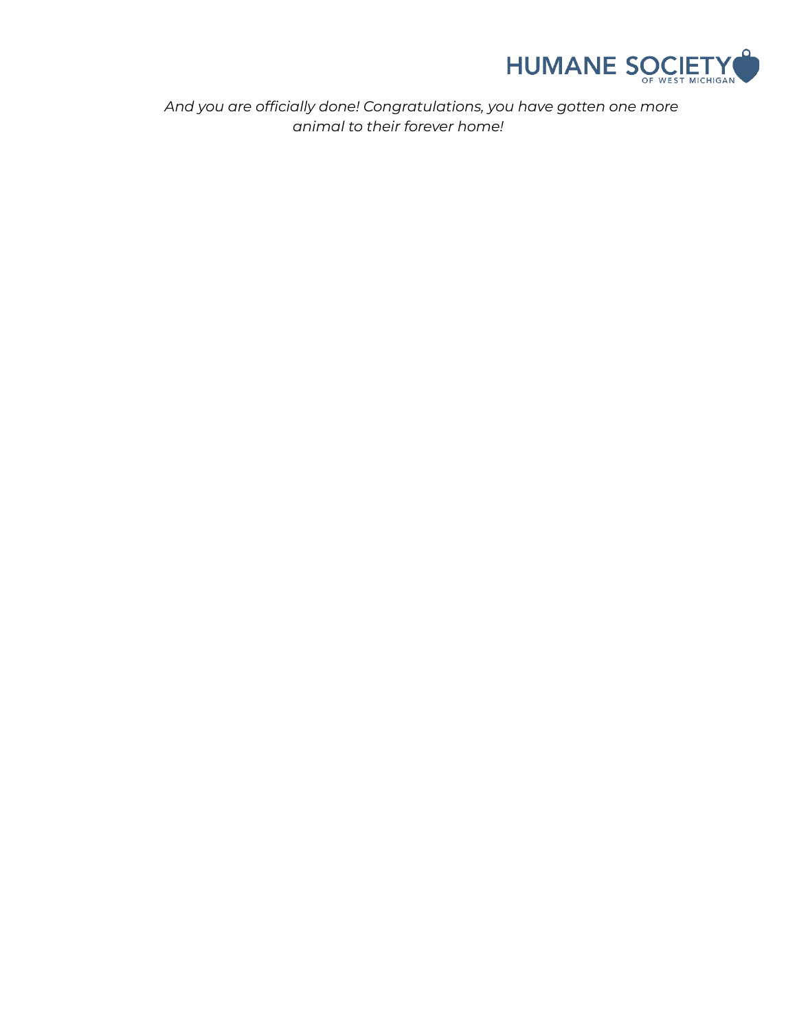*And you are officially done! Congratulations, you have gotten one more animal to their forever home!*